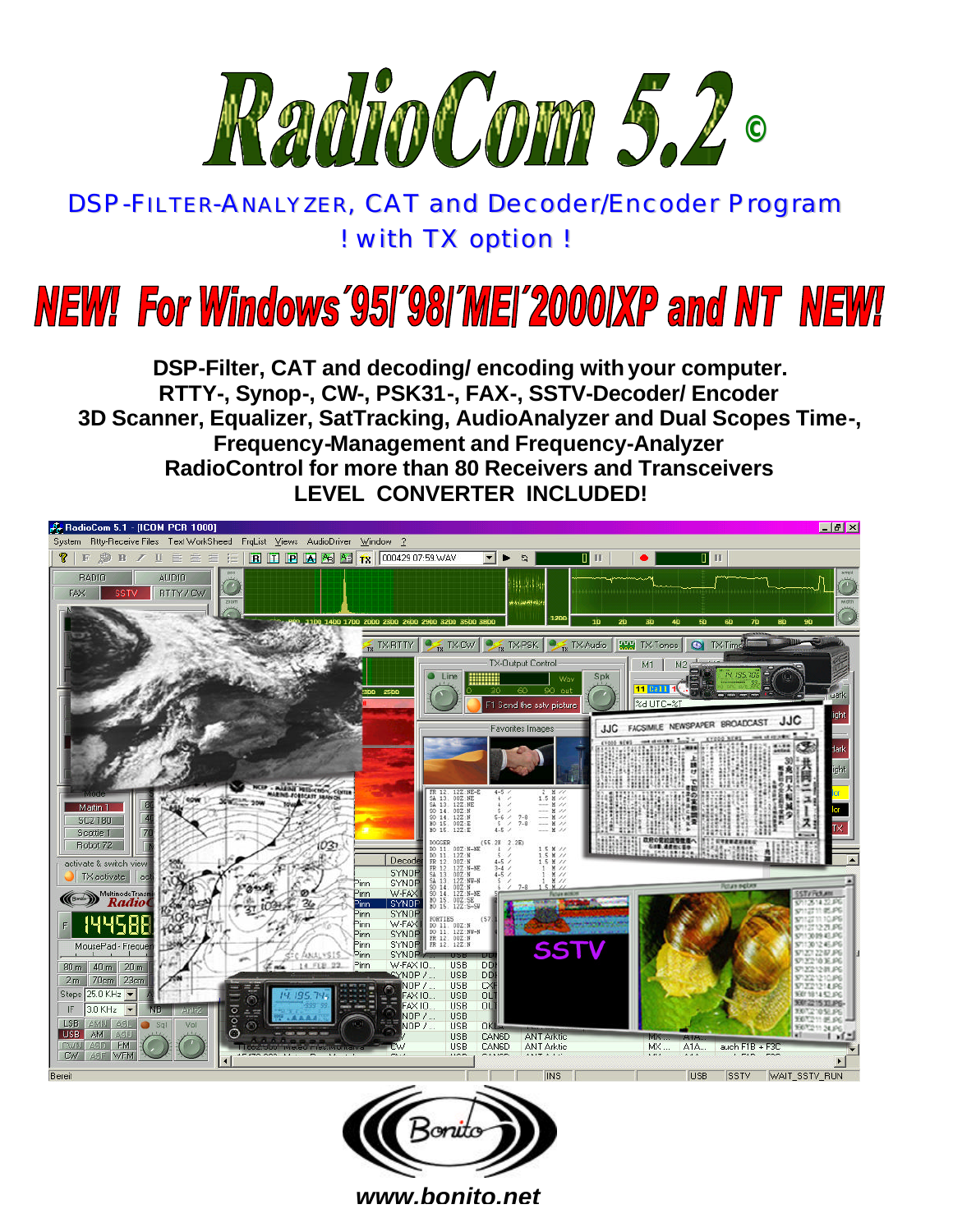# RadioCom 5.2 ©

DSP-FILTER-ANALYZER, CAT and Decoder/Encoder Program

! with TX option !

## NEW! For Windows´95/´98/´ME/´2000/XP and NT NEW!

**DSP-Filter, CAT and decoding/ encoding with your computer.**
**RTTY-, Synop-, CW-, PSK31-, FAX-, SSTV-Decoder/ Encoder**
**3D Scanner, Equalizer, SatTracking, AudioAnalyzer and Dual Scopes Time-, Frequency-Management and Frequency-Analyzer**
**RadioControl for more than 80 Receivers and Transceivers**
**LEVEL CONVERTER INCLUDED!**

Bonito

***www.bonito.net***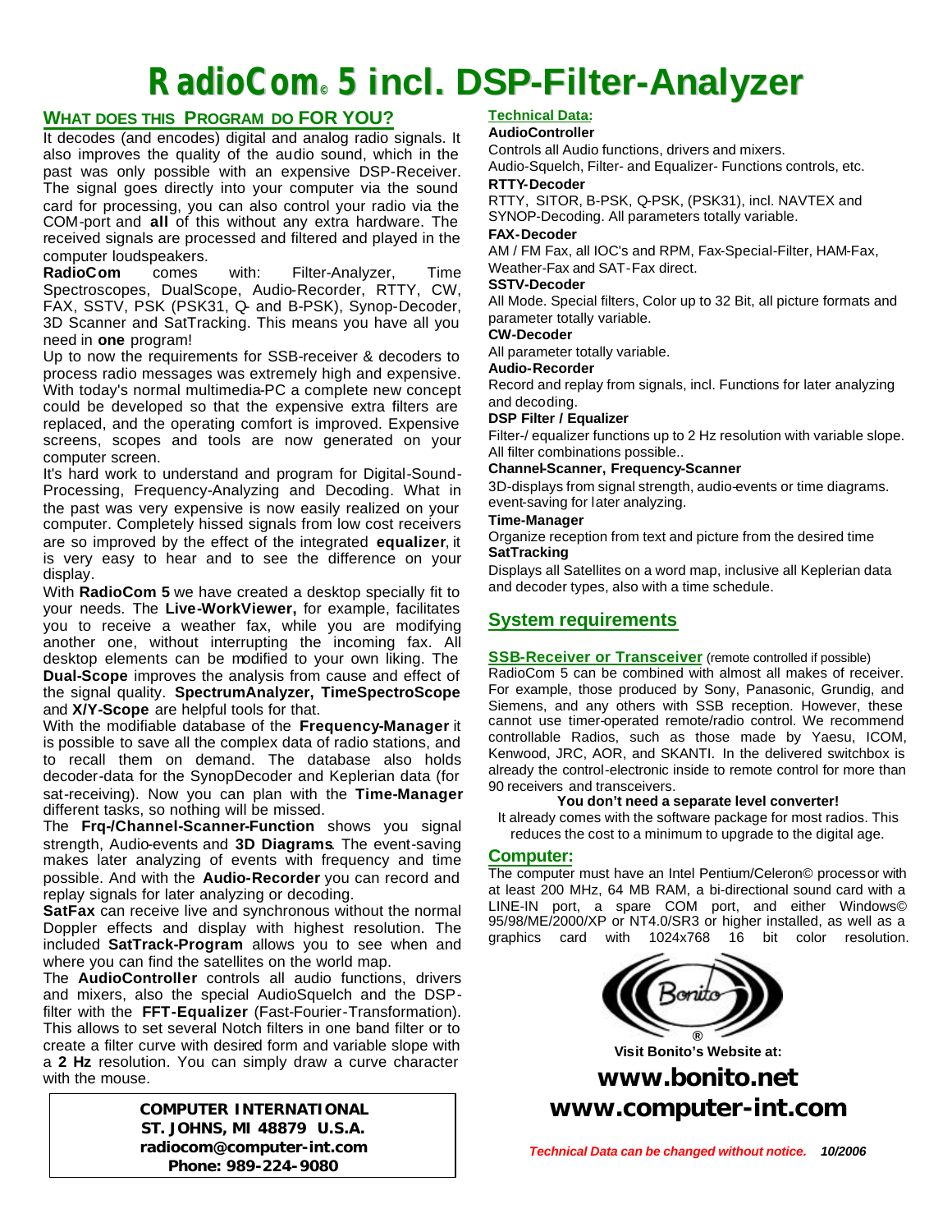# RadioCom® 5 incl. DSP-Filter-Analyzer

## WHAT DOES THIS PROGRAM DO FOR YOU?

It decodes (and encodes) digital and analog radio signals. It also improves the quality of the audio sound, which in the past was only possible with an expensive DSP-Receiver. The signal goes directly into your computer via the sound card for processing, you can also control your radio via the COM-port and **all** of this without any extra hardware. The received signals are processed and filtered and played in the computer loudspeakers.

**RadioCom** comes with: Filter-Analyzer, Time Spectroscopes, DualScope, Audio-Recorder, RTTY, CW, FAX, SSTV, PSK (PSK31, Q- and B-PSK), Synop-Decoder, 3D Scanner and SatTracking. This means you have all you need in **one** program!

Up to now the requirements for SSB-receiver & decoders to process radio messages was extremely high and expensive. With today's normal multimedia-PC a complete new concept could be developed so that the expensive extra filters are replaced, and the operating comfort is improved. Expensive screens, scopes and tools are now generated on your computer screen.

It's hard work to understand and program for Digital-Sound-Processing, Frequency-Analyzing and Decoding. What in the past was very expensive is now easily realized on your computer. Completely hissed signals from low cost receivers are so improved by the effect of the integrated **equalizer**, it is very easy to hear and to see the difference on your display.

With **RadioCom 5** we have created a desktop specially fit to your needs. The **Live-WorkViewer,** for example, facilitates you to receive a weather fax, while you are modifying another one, without interrupting the incoming fax. All desktop elements can be modified to your own liking. The **Dual-Scope** improves the analysis from cause and effect of the signal quality. **SpectrumAnalyzer, TimeSpectroScope** and **X/Y-Scope** are helpful tools for that.

With the modifiable database of the **Frequency-Manager** it is possible to save all the complex data of radio stations, and to recall them on demand. The database also holds decoder-data for the SynopDecoder and Keplerian data (for sat-receiving). Now you can plan with the **Time-Manager** different tasks, so nothing will be missed.

The **Frq-/Channel-Scanner-Function** shows you signal strength, Audio-events and **3D Diagrams**. The event-saving makes later analyzing of events with frequency and time possible. And with the **Audio-Recorder** you can record and replay signals for later analyzing or decoding.

**SatFax** can receive live and synchronous without the normal Doppler effects and display with highest resolution. The included **SatTrack-Program** allows you to see when and where you can find the satellites on the world map.

The **AudioController** controls all audio functions, drivers and mixers, also the special AudioSquelch and the DSP-filter with the **FFT-Equalizer** (Fast-Fourier-Transformation). This allows to set several Notch filters in one band filter or to create a filter curve with desired form and variable slope with a **2 Hz** resolution. You can simply draw a curve character with the mouse.

**COMPUTER INTERNATIONAL**
**ST. JOHNS, MI 48879 U.S.A.**
**radiocom@computer-int.com**
**Phone: 989-224-9080**

## Technical Data:

**AudioController**
Controls all Audio functions, drivers and mixers.
Audio-Squelch, Filter- and Equalizer- Functions controls, etc.

**RTTY-Decoder**
RTTY, SITOR, B-PSK, Q-PSK, (PSK31), incl. NAVTEX and SYNOP-Decoding. All parameters totally variable.

**FAX-Decoder**
AM / FM Fax, all IOC's and RPM, Fax-Special-Filter, HAM-Fax, Weather-Fax and SAT-Fax direct.

**SSTV-Decoder**
All Mode. Special filters, Color up to 32 Bit, all picture formats and parameter totally variable.

**CW-Decoder**
All parameter totally variable.

**Audio-Recorder**
Record and replay from signals, incl. Functions for later analyzing and decoding.

**DSP Filter / Equalizer**
Filter-/ equalizer functions up to 2 Hz resolution with variable slope. All filter combinations possible..

**Channel-Scanner, Frequency-Scanner**
3D-displays from signal strength, audio-events or time diagrams. event-saving for later analyzing.

**Time-Manager**
Organize reception from text and picture from the desired time

**SatTracking**
Displays all Satellites on a word map, inclusive all Keplerian data and decoder types, also with a time schedule.

## System requirements

**SSB-Receiver or Transceiver** (remote controlled if possible)
RadioCom 5 can be combined with almost all makes of receiver. For example, those produced by Sony, Panasonic, Grundig, and Siemens, and any others with SSB reception. However, these cannot use timer-operated remote/radio control. We recommend controllable Radios, such as those made by Yaesu, ICOM, Kenwood, JRC, AOR, and SKANTI. In the delivered switchbox is already the control-electronic inside to remote control for more than 90 receivers and transceivers.

**You don't need a separate level converter!**

It already comes with the software package for most radios. This reduces the cost to a minimum to upgrade to the digital age.

**Computer:**
The computer must have an Intel Pentium/Celeron© processor with at least 200 MHz, 64 MB RAM, a bi-directional sound card with a LINE-IN port, a spare COM port, and either Windows© 95/98/ME/2000/XP or NT4.0/SR3 or higher installed, as well as a graphics card with 1024x768 16 bit color resolution.

Bonito ®

**Visit Bonito's Website at:**

**www.bonito.net**
**www.computer-int.com**

*Technical Data can be changed without notice. 10/2006*